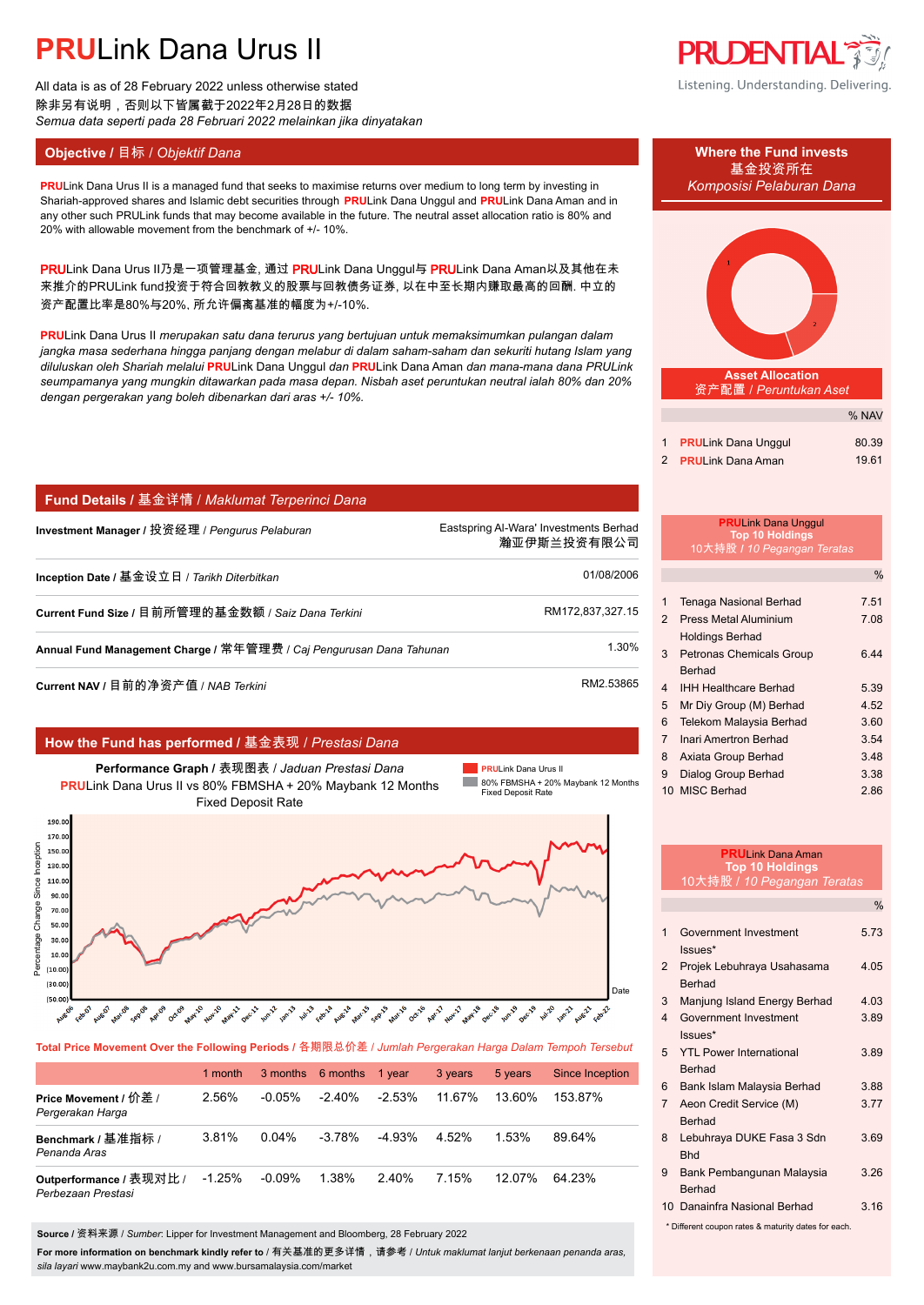# PRULink Dana Urus II

All data is as of 28 February 2022 unless otherwise stated
除非另有说明，否则以下皆属截于2022年2月28日的数据
*Semua data seperti pada 28 Februari 2022 melainkan jika dinyatakan*

PRUDENTIAL
Listening. Understanding. Delivering.

## Objective / 目标 / *Objektif Dana*

**PRU**Link Dana Urus II is a managed fund that seeks to maximise returns over medium to long term by investing in Shariah-approved shares and Islamic debt securities through **PRU**Link Dana Unggul and **PRU**Link Dana Aman and in any other such PRULink funds that may become available in the future. The neutral asset allocation ratio is 80% and 20% with allowable movement from the benchmark of +/- 10%.

**PRU**Link Dana Urus II乃是一项管理基金, 通过 **PRU**Link Dana Unggul与 **PRU**Link Dana Aman以及其他在未来推介的PRULink fund投资于符合回教教义的股票与回教债务证券, 以在中至长期内赚取最高的回酬. 中立的资产配置比率是80%与20%, 所允许偏离基准的幅度为+/-10%.

**PRU**Link Dana Urus II *merupakan satu dana terurus yang bertujuan untuk memaksimumkan pulangan dalam jangka masa sederhana hingga panjang dengan melabur di dalam saham-saham dan sekuriti hutang Islam yang diluluskan oleh Shariah melalui* **PRU**Link Dana Unggul *dan* **PRU**Link Dana Aman *dan mana-mana dana PRULink seumpamanya yang mungkin ditawarkan pada masa depan. Nisbah aset peruntukan neutral ialah 80% dan 20% dengan pergerakan yang boleh dibenarkan dari aras +/- 10%.*

## Fund Details / 基金详情 / *Maklumat Terperinci Dana*

| | |
|---|---|
| **Investment Manager** / 投资经理 / *Pengurus Pelaburan* | Eastspring Al-Wara' Investments Berhad 瀚亚伊斯兰投资有限公司 |
| **Inception Date** / 基金设立日 / *Tarikh Diterbitkan* | 01/08/2006 |
| **Current Fund Size** / 目前所管理的基金数额 / *Saiz Dana Terkini* | RM172,837,327.15 |
| **Annual Fund Management Charge** / 常年管理费 / *Caj Pengurusan Dana Tahunan* | 1.30% |
| **Current NAV** / 目前的净资产值 / *NAB Terkini* | RM2.53865 |

## How the Fund has performed / 基金表现 / *Prestasi Dana*

**Performance Graph** / 表现图表 / *Jaduan Prestasi Dana*
**PRU**Link Dana Urus II vs 80% FBMSHA + 20% Maybank 12 Months Fixed Deposit Rate

**Total Price Movement Over the Following Periods** / 各期限总价差 / *Jumlah Pergerakan Harga Dalam Tempoh Tersebut*

| | 1 month | 3 months | 6 months | 1 year | 3 years | 5 years | Since Inception |
|---|---|---|---|---|---|---|---|
| **Price Movement** / 价差 / *Pergerakan Harga* | 2.56% | -0.05% | -2.40% | -2.53% | 11.67% | 13.60% | 153.87% |
| **Benchmark** / 基准指标 / *Penanda Aras* | 3.81% | 0.04% | -3.78% | -4.93% | 4.52% | 1.53% | 89.64% |
| **Outperformance** / 表现对比 / *Perbezaan Prestasi* | -1.25% | -0.09% | 1.38% | 2.40% | 7.15% | 12.07% | 64.23% |

**Source** / 资料来源 / *Sumber*: Lipper for Investment Management and Bloomberg, 28 February 2022

**For more information on benchmark kindly refer to** / 有关基准的更多详情，请参考 / *Untuk maklumat lanjut berkenaan penanda aras, sila layari* www.maybank2u.com.my and www.bursamalaysia.com/market

## Where the Fund invests / 基金投资所在 / *Komposisi Pelaburan Dana*

**Asset Allocation** / 资产配置 / *Peruntukan Aset*

| | | % NAV |
|---|---|---|
| 1 | **PRU**Link Dana Unggul | 80.39 |
| 2 | **PRU**Link Dana Aman | 19.61 |

**PRU**Link Dana Unggul **Top 10 Holdings** / 10大持股 / *10 Pegangan Teratas*

| | | % |
|---|---|---|
| 1 | Tenaga Nasional Berhad | 7.51 |
| 2 | Press Metal Aluminium Holdings Berhad | 7.08 |
| 3 | Petronas Chemicals Group Berhad | 6.44 |
| 4 | IHH Healthcare Berhad | 5.39 |
| 5 | Mr Diy Group (M) Berhad | 4.52 |
| 6 | Telekom Malaysia Berhad | 3.60 |
| 7 | Inari Amertron Berhad | 3.54 |
| 8 | Axiata Group Berhad | 3.48 |
| 9 | Dialog Group Berhad | 3.38 |
| 10 | MISC Berhad | 2.86 |

**PRU**Link Dana Aman **Top 10 Holdings** / 10大持股 / *10 Pegangan Teratas*

| | | % |
|---|---|---|
| 1 | Government Investment Issues* | 5.73 |
| 2 | Projek Lebuhraya Usahasama Berhad | 4.05 |
| 3 | Manjung Island Energy Berhad | 4.03 |
| 4 | Government Investment Issues* | 3.89 |
| 5 | YTL Power International Berhad | 3.89 |
| 6 | Bank Islam Malaysia Berhad | 3.88 |
| 7 | Aeon Credit Service (M) Berhad | 3.77 |
| 8 | Lebuhraya DUKE Fasa 3 Sdn Bhd | 3.69 |
| 9 | Bank Pembangunan Malaysia Berhad | 3.26 |
| 10 | Danainfra Nasional Berhad | 3.16 |

\* Different coupon rates & maturity dates for each.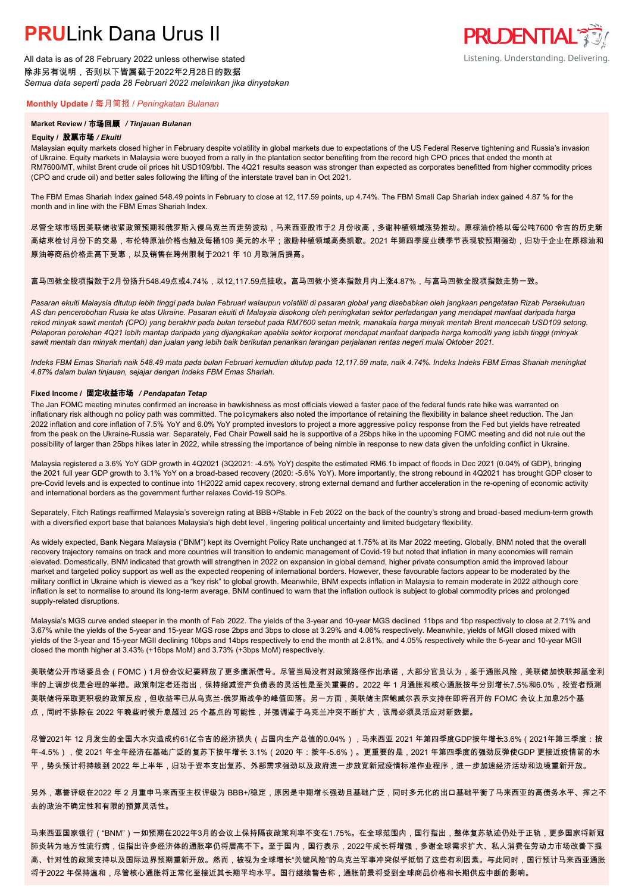# **PRU**Link Dana Urus II

All data is as of 28 February 2022 unless otherwise stated
除非另有说明，否则以下皆属截于2022年2月28日的数据
*Semua data seperti pada 28 Februari 2022 melainkan jika dinyatakan*

## **Monthly Update** / 每月简报 / *Peningkatan Bulanan*

### **Market Review / 市场回顾 / *Tinjauan Bulanan***

**Equity / 股票市场 / *Ekuiti***

Malaysian equity markets closed higher in February despite volatility in global markets due to expectations of the US Federal Reserve tightening and Russia's invasion of Ukraine. Equity markets in Malaysia were buoyed from a rally in the plantation sector benefiting from the record high CPO prices that ended the month at RM7600/MT, whilst Brent crude oil prices hit USD109/bbl. The 4Q21 results season was stronger than expected as corporates benefitted from higher commodity prices (CPO and crude oil) and better sales following the lifting of the interstate travel ban in Oct 2021.

The FBM Emas Shariah Index gained 548.49 points in February to close at 12, 117.59 points, up 4.74%. The FBM Small Cap Shariah index gained 4.87 % for the month and in line with the FBM Emas Shariah Index.

尽管全球市场因美联储收紧政策预期和俄罗斯入侵乌克兰而走势波动，马来西亚股市于2 月份收高，多谢种植领域涨势推动。原棕油价格以每公吨7600 令吉的历史新高结束检讨月份下的交易，布伦特原油价格也触及每桶109 美元的水平；激励种植领域高奏凯歌。2021 年第四季度业绩季节表现较预期强劲，归功于企业在原棕油和原油等商品价格走高下受惠，以及销售在跨州限制于2021 年 10 月取消后提高。

富马回教全股项指数于2月份扬升548.49点或4.74%，以12,117.59点挂收。富马回教小资本指数月内上涨4.87%，与富马回教全股项指数走势一致。

*Pasaran ekuiti Malaysia ditutup lebih tinggi pada bulan Februari walaupun volatiliti di pasaran global yang disebabkan oleh jangkaan pengetatan Rizab Persekutuan AS dan pencerobohan Rusia ke atas Ukraine. Pasaran ekuiti di Malaysia disokong oleh peningkatan sektor perladangan yang mendapat manfaat daripada harga rekod minyak sawit mentah (CPO) yang berakhir pada bulan tersebut pada RM7600 setan metrik, manakala harga minyak mentah Brent mencecah USD109 setong. Pelaporan perolehan 4Q21 lebih mantap daripada yang dijangkakan apabila sektor korporat mendapat manfaat daripada harga komoditi yang lebih tinggi (minyak sawit mentah dan minyak mentah) dan jualan yang lebih baik berikutan penarikan larangan perjalanan rentas negeri mulai Oktober 2021.*

*Indeks FBM Emas Shariah naik 548.49 mata pada bulan Februari kemudian ditutup pada 12,117.59 mata, naik 4.74%. Indeks Indeks FBM Emas Shariah meningkat 4.87% dalam bulan tinjauan, sejajar dengan Indeks FBM Emas Shariah.*

**Fixed Income / 固定收益市场 / *Pendapatan Tetap***

The Jan FOMC meeting minutes confirmed an increase in hawkishness as most officials viewed a faster pace of the federal funds rate hike was warranted on inflationary risk although no policy path was committed. The policymakers also noted the importance of retaining the flexibility in balance sheet reduction. The Jan 2022 inflation and core inflation of 7.5% YoY and 6.0% YoY prompted investors to project a more aggressive policy response from the Fed but yields have retreated from the peak on the Ukraine-Russia war. Separately, Fed Chair Powell said he is supportive of a 25bps hike in the upcoming FOMC meeting and did not rule out the possibility of larger than 25bps hikes later in 2022, while stressing the importance of being nimble in response to new data given the unfolding conflict in Ukraine.

Malaysia registered a 3.6% YoY GDP growth in 4Q2021 (3Q2021: -4.5% YoY) despite the estimated RM6.1b impact of floods in Dec 2021 (0.04% of GDP), bringing the 2021 full year GDP growth to 3.1% YoY on a broad-based recovery (2020: -5.6% YoY). More importantly, the strong rebound in 4Q2021 has brought GDP closer to pre-Covid levels and is expected to continue into 1H2022 amid capex recovery, strong external demand and further acceleration in the re-opening of economic activity and international borders as the government further relaxes Covid-19 SOPs.

Separately, Fitch Ratings reaffirmed Malaysia's sovereign rating at BBB+/Stable in Feb 2022 on the back of the country's strong and broad-based medium-term growth with a diversified export base that balances Malaysia's high debt level, lingering political uncertainty and limited budgetary flexibility.

As widely expected, Bank Negara Malaysia ("BNM") kept its Overnight Policy Rate unchanged at 1.75% at its Mar 2022 meeting. Globally, BNM noted that the overall recovery trajectory remains on track and more countries will transition to endemic management of Covid-19 but noted that inflation in many economies will remain elevated. Domestically, BNM indicated that growth will strengthen in 2022 on expansion in global demand, higher private consumption amid the improved labour market and targeted policy support as well as the expected reopening of international borders. However, these favourable factors appear to be moderated by the military conflict in Ukraine which is viewed as a "key risk" to global growth. Meanwhile, BNM expects inflation in Malaysia to remain moderate in 2022 although core inflation is set to normalise to around its long-term average. BNM continued to warn that the inflation outlook is subject to global commodity prices and prolonged supply-related disruptions.

Malaysia's MGS curve ended steeper in the month of Feb 2022. The yields of the 3-year and 10-year MGS declined 11bps and 1bp respectively to close at 2.71% and 3.67% while the yields of the 5-year and 15-year MGS rose 2bps and 3bps to close at 3.29% and 4.06% respectively. Meanwhile, yields of MGII closed mixed with yields of the 3-year and 15-year MGII declining 10bps and 14bps respectively to end the month at 2.81%, and 4.05% respectively while the 5-year and 10-year MGII closed the month higher at 3.43% (+16bps MoM) and 3.73% (+3bps MoM) respectively.

美联储公开市场委员会（FOMC）1月份会议纪要释放了更多鹰派信号。尽管当局没有对政策路径作出承诺，大部分官员认为，鉴于通胀风险，美联储加快联邦基金利率的上调步伐是合理的举措。政策制定者还指出，保持缩减资产负债表的灵活性是至关重要的。2022 年 1 月通胀和核心通胀按年分别增长7.5%和6.0%，投资者预测美联储将采取更积极的政策反应，但收益率已从乌克兰-俄罗斯战争的峰值回落。另一方面，美联储主席鲍威尔表示支持在即将召开的 FOMC 会议上加息25个基点，同时不排除在 2022 年晚些时候升息超过 25 个基点的可能性，并强调鉴于乌克兰冲突不断扩大，该局必须灵活应对新数据。

尽管2021年 12 月发生的全国大水灾造成约61亿令吉的经济损失（占国内生产总值的0.04%），马来西亚 2021 年第四季度GDP按年增长3.6%（2021年第三季度：按年-4.5%），使 2021 年全年经济在基础广泛的复苏下按年增长 3.1%（2020 年：按年-5.6%）。更重要的是，2021 年第四季度的强劲反弹使GDP 更接近疫情前的水平，势头预计将持续到 2022 年上半年，归功于资本支出复苏、外部需求强劲以及政府进一步放宽新冠疫情标准作业程序，进一步加速经济活动和边境重新开放。

另外，惠誉评级在2022 年 2 月重申马来西亚主权评级为 BBB+/稳定，原因是中期增长强劲且基础广泛，同时多元化的出口基础平衡了马来西亚的高债务水平、挥之不去的政治不确定性和有限的预算灵活性。

马来西亚国家银行（"BNM"）一如预期在2022年3月的会议上保持隔夜政策利率不变在1.75%。在全球范围内，国行指出，整体复苏轨迹仍处于正轨，更多国家将新冠肺炎转为地方性流行病，但指出许多经济体的通胀率仍居高不下。至于国内，国行表示，2022年成长将增强，多谢全球需求扩大、私人消费在劳动力市场改善下提高、针对性的政策支持以及国际边界预期重新开放。然而，被视为全球增长"关键风险"的乌克兰军事冲突似乎抵销了这些有利因素。与此同时，国行预计马来西亚通胀将于2022 年保持温和，尽管核心通胀将正常化至接近其长期平均水平。国行继续警告称，通胀前景将受到全球商品价格和长期供应中断的影响。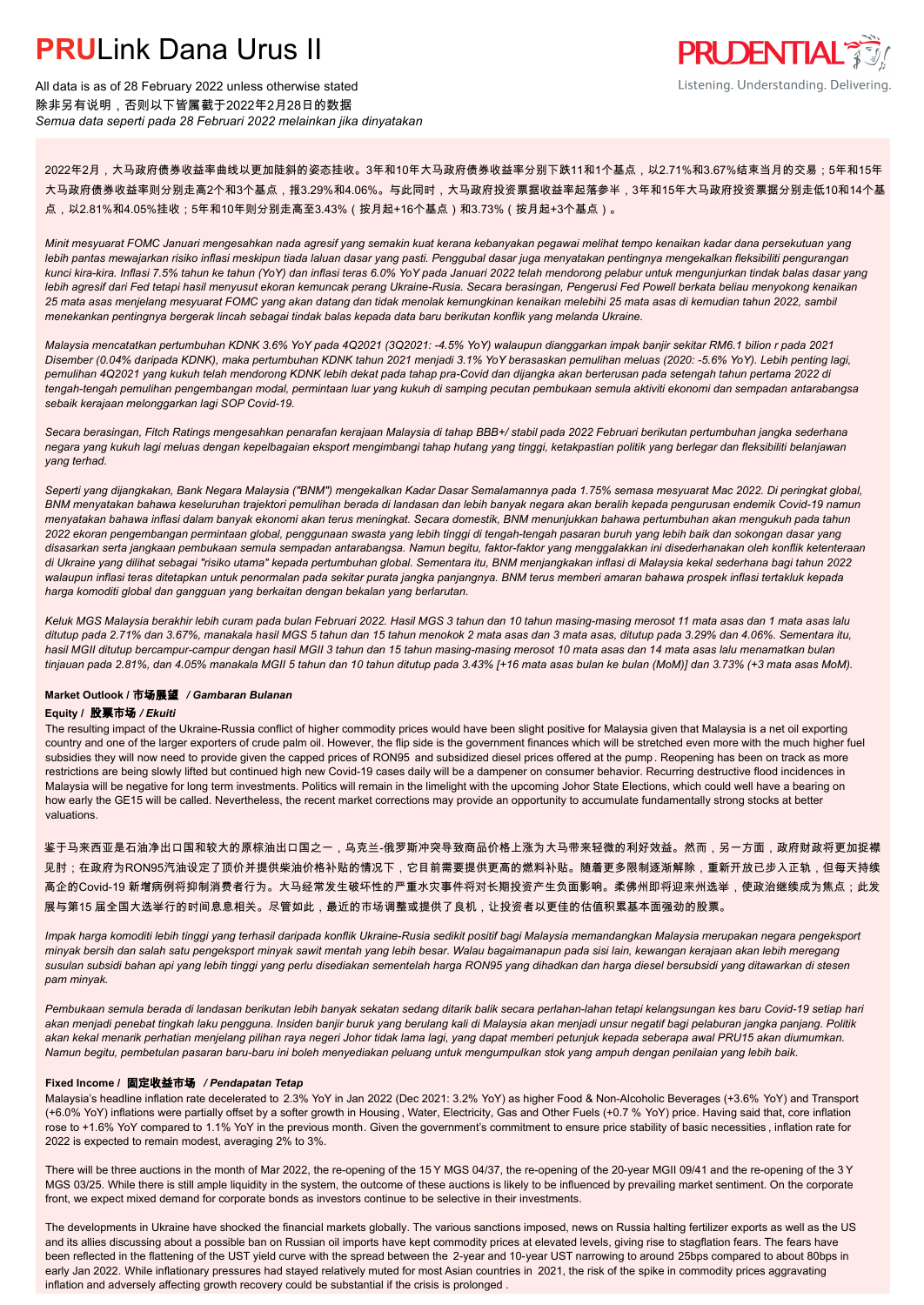# PRULink Dana Urus II

All data is as of 28 February 2022 unless otherwise stated
除非另有说明，否则以下皆属截于2022年2月28日的数据
*Semua data seperti pada 28 Februari 2022 melainkan jika dinyatakan*

2022年2月，大马政府债券收益率曲线以更加陡斜的姿态挂收。3年和10年大马政府债券收益率分别下跌11和1个基点，以2.71%和3.67%结束当月的交易；5年和15年大马政府债券收益率则分别走高2个和3个基点，报3.29%和4.06%。与此同时，大马政府投资票据收益率起落参半，3年和15年大马政府投资票据分别走低10和14个基点，以2.81%和4.05%挂收；5年和10年则分别走高至3.43%（按月起+16个基点）和3.73%（按月起+3个基点）。

*Minit mesyuarat FOMC Januari mengesahkan nada agresif yang semakin kuat kerana kebanyakan pegawai melihat tempo kenaikan kadar dana persekutuan yang lebih pantas mewajarkan risiko inflasi meskipun tiada laluan dasar yang pasti. Penggubal dasar juga menyatakan pentingnya mengekalkan fleksibiliti pengurangan kunci kira-kira. Inflasi 7.5% tahun ke tahun (YoY) dan inflasi teras 6.0% YoY pada Januari 2022 telah mendorong pelabur untuk menunjurkan tindak balas dasar yang lebih agresif dari Fed tetapi hasil menyusut ekoran kemuncak perang Ukraine-Rusia. Secara berasingan, Pengerusi Fed Powell berkata beliau menyokong kenaikan 25 mata asas menjelang mesyuarat FOMC yang akan datang dan tidak menolak kemungkinan kenaikan melebihi 25 mata asas di kemudian tahun 2022, sambil menekankan pentingnya bergerak lincah sebagai tindak balas kepada data baru berikutan konflik yang melanda Ukraine.*

*Malaysia mencatatkan pertumbuhan KDNK 3.6% YoY pada 4Q2021 (3Q2021: -4.5% YoY) walaupun dianggarkan impak banjir sekitar RM6.1 bilion r pada 2021 Disember (0.04% daripada KDNK), maka pertumbuhan KDNK tahun 2021 menjadi 3.1% YoY berasaskan pemulihan meluas (2020: -5.6% YoY). Lebih penting lagi, pemulihan 4Q2021 yang kukuh telah mendorong KDNK lebih dekat pada tahap pra-Covid dan dijangka akan berterusan pada setengah tahun pertama 2022 di tengah-tengah pemulihan pengembangan modal, permintaan luar yang kukuh di samping pecutan pembukaan semula aktiviti ekonomi dan sempadan antarabangsa sebaik kerajaan melonggarkan lagi SOP Covid-19.*

*Secara berasingan, Fitch Ratings mengesahkan penarafan kerajaan Malaysia di tahap BBB+/ stabil pada 2022 Februari berikutan pertumbuhan jangka sederhana negara yang kukuh lagi meluas dengan kepelbagaian eksport mengimbangi tahap hutang yang tinggi, ketakpastian politik yang berlegar dan fleksibiliti belanjawan yang terhad.*

*Seperti yang dijangkakan, Bank Negara Malaysia ("BNM") mengekalkan Kadar Dasar Semalamannya pada 1.75% semasa mesyuarat Mac 2022. Di peringkat global, BNM menyatakan bahawa keseluruhan trajektori pemulihan berada di landasan dan lebih banyak negara akan beralih kepada pengurusan endemik Covid-19 namun menyatakan bahawa inflasi dalam banyak ekonomi akan terus meningkat. Secara domestik, BNM menunjukkan bahawa pertumbuhan akan mengukuh pada tahun 2022 ekoran pengembangan permintaan global, penggunaan swasta yang lebih tinggi di tengah-tengah pasaran buruh yang lebih baik dan sokongan dasar yang disasarkan serta jangkaan pembukaan semula sempadan antarabangsa. Namun begitu, faktor-faktor yang menggalakkan ini disederhanakan oleh konflik ketenteraan di Ukraine yang dilihat sebagai "risiko utama" kepada pertumbuhan global. Sementara itu, BNM menjangkakan inflasi di Malaysia kekal sederhana bagi tahun 2022 walaupun inflasi teras ditetapkan untuk penormalan pada sekitar purata jangka panjangnya. BNM terus memberi amaran bahawa prospek inflasi tertakluk kepada harga komoditi global dan gangguan yang berkaitan dengan bekalan yang berlarutan.*

*Keluk MGS Malaysia berakhir lebih curam pada bulan Februari 2022. Hasil MGS 3 tahun dan 10 tahun masing-masing merosot 11 mata asas dan 1 mata asas lalu ditutup pada 2.71% dan 3.67%, manakala hasil MGS 5 tahun dan 15 tahun menokok 2 mata asas dan 3 mata asas, ditutup pada 3.29% dan 4.06%. Sementara itu, hasil MGII ditutup bercampur-campur dengan hasil MGII 3 tahun dan 15 tahun masing-masing merosot 10 mata asas dan 14 mata asas lalu menamatkan bulan tinjauan pada 2.81%, dan 4.05% manakala MGII 5 tahun dan 10 tahun ditutup pada 3.43% [+16 mata asas bulan ke bulan (MoM)] dan 3.73% (+3 mata asas MoM).*

**Market Outlook / 市场展望** ***/ Gambaran Bulanan***

**Equity / 股票市场** ***/ Ekuiti***

The resulting impact of the Ukraine-Russia conflict of higher commodity prices would have been slight positive for Malaysia given that Malaysia is a net oil exporting country and one of the larger exporters of crude palm oil. However, the flip side is the government finances which will be stretched even more with the much higher fuel subsidies they will now need to provide given the capped prices of RON95 and subsidized diesel prices offered at the pump. Reopening has been on track as more restrictions are being slowly lifted but continued high new Covid-19 cases daily will be a dampener on consumer behavior. Recurring destructive flood incidences in Malaysia will be negative for long term investments. Politics will remain in the limelight with the upcoming Johor State Elections, which could well have a bearing on how early the GE15 will be called. Nevertheless, the recent market corrections may provide an opportunity to accumulate fundamentally strong stocks at better valuations.

鉴于马来西亚是石油净出口国之一和较大的原棕油出口国之一，乌克兰-俄罗斯冲突导致商品价格上涨为大马带来轻微的利好效益。然而，另一方面，政府财政将更加捉襟见肘；在政府为RON95汽油设定了顶价并提供柴油价格补贴的情况下，它目前需要提供更高的燃料补贴。随着更多限制逐渐解除，重新开放已步入正轨，但每天持续高企的Covid-19 新增病例将抑制消费者行为。大马经常发生破坏性的严重水灾事件将对长期投资产生负面影响。柔佛州即将迎来州选举，使政治继续成为焦点；此发展与第15 届全国大选举行的时间息息相关。尽管如此，最近的市场调整或提供了良机，让投资者以更佳的估值积累基本面强劲的股票。

*Impak harga komoditi lebih tinggi yang terhasil daripada konflik Ukraine-Rusia sedikit positif bagi Malaysia memandangkan Malaysia merupakan negara pengeksport minyak bersih dan salah satu pengeksport minyak sawit mentah yang lebih besar. Walau bagaimanapun pada sisi lain, kewangan kerajaan akan lebih meregang susulan subsidi bahan api yang lebih tinggi yang perlu disediakan sementelah harga RON95 yang dihadkan dan harga diesel bersubsidi yang ditawarkan di stesen pam minyak.*

*Pembukaan semula berada di landasan berikutan lebih banyak sekatan sedang ditarik balik secara perlahan-lahan tetapi kelangsungan kes baru Covid-19 setiap hari akan menjadi penebat tingkah laku pengguna. Insiden banjir buruk yang berulang kali di Malaysia akan menjadi unsur negatif bagi pelaburan jangka panjang. Politik akan kekal menarik perhatian menjelang pilihan raya negeri Johor tidak lama lagi, yang dapat memberi petunjuk kepada seberapa awal PRU15 akan diumumkan. Namun begitu, pembetulan pasaran baru-baru ini boleh menyediakan peluang untuk mengumpulkan stok yang ampuh dengan penilaian yang lebih baik.*

**Fixed Income / 固定收益市场** ***/ Pendapatan Tetap***

Malaysia's headline inflation rate decelerated to 2.3% YoY in Jan 2022 (Dec 2021: 3.2% YoY) as higher Food & Non-Alcoholic Beverages (+3.6% YoY) and Transport (+6.0% YoY) inflations were partially offset by a softer growth in Housing, Water, Electricity, Gas and Other Fuels (+0.7 % YoY) price. Having said that, core inflation rose to +1.6% YoY compared to 1.1% YoY in the previous month. Given the government's commitment to ensure price stability of basic necessities, inflation rate for 2022 is expected to remain modest, averaging 2% to 3%.

There will be three auctions in the month of Mar 2022, the re-opening of the 15 Y MGS 04/37, the re-opening of the 20-year MGII 09/41 and the re-opening of the 3 Y MGS 03/25. While there is still ample liquidity in the system, the outcome of these auctions is likely to be influenced by prevailing market sentiment. On the corporate front, we expect mixed demand for corporate bonds as investors continue to be selective in their investments.

The developments in Ukraine have shocked the financial markets globally. The various sanctions imposed, news on Russia halting fertilizer exports as well as the US and its allies discussing about a possible ban on Russian oil imports have kept commodity prices at elevated levels, giving rise to stagflation fears. The fears have been reflected in the flattening of the UST yield curve with the spread between the 2-year and 10-year UST narrowing to around 25bps compared to about 80bps in early Jan 2022. While inflationary pressures had stayed relatively muted for most Asian countries in 2021, the risk of the spike in commodity prices aggravating inflation and adversely affecting growth recovery could be substantial if the crisis is prolonged .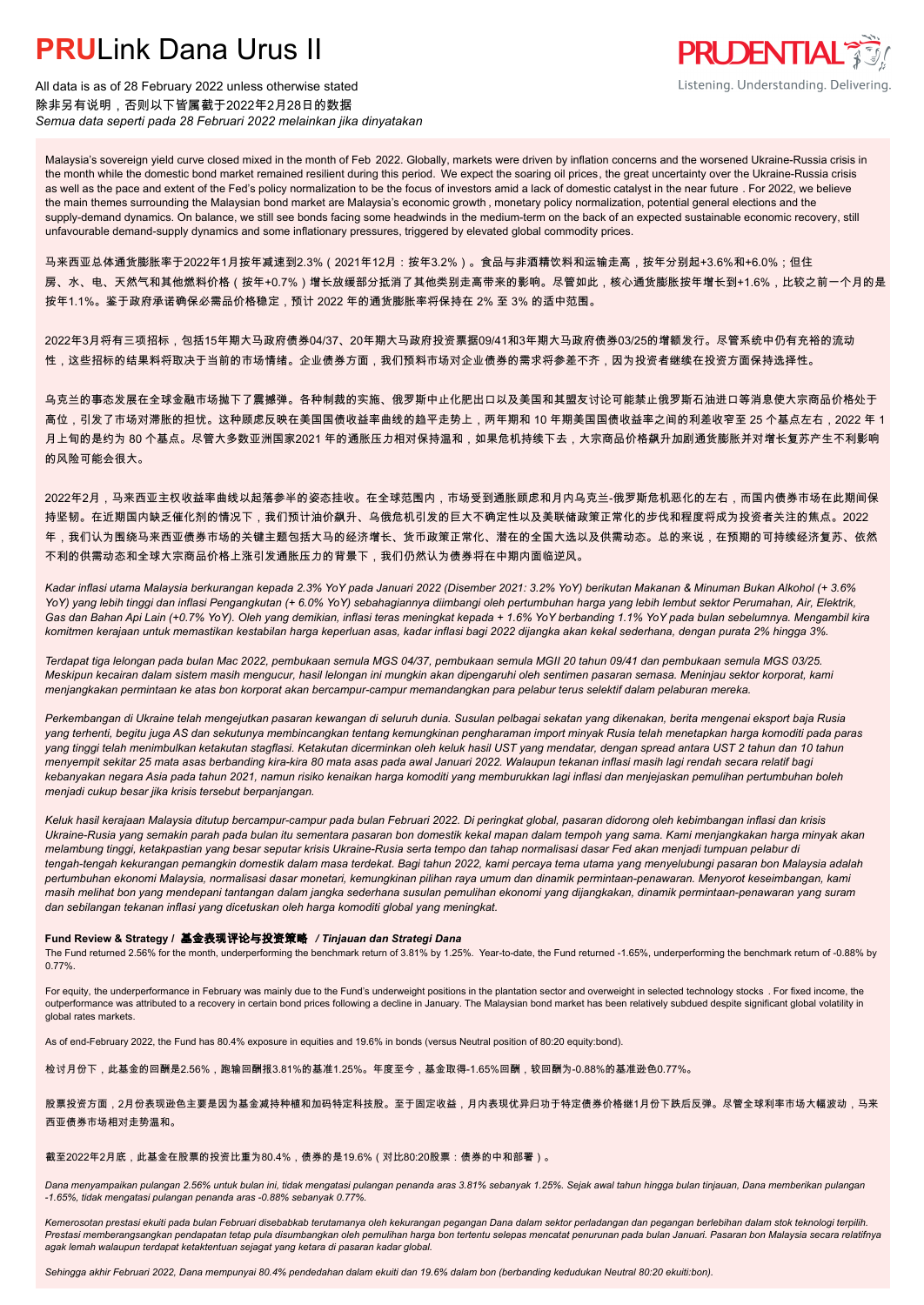# PRULink Dana Urus II

All data is as of 28 February 2022 unless otherwise stated
除非另有说明，否则以下皆属截于2022年2月28日的数据
*Semua data seperti pada 28 Februari 2022 melainkan jika dinyatakan*

Malaysia's sovereign yield curve closed mixed in the month of Feb 2022. Globally, markets were driven by inflation concerns and the worsened Ukraine-Russia crisis in the month while the domestic bond market remained resilient during this period. We expect the soaring oil prices, the great uncertainty over the Ukraine-Russia crisis as well as the pace and extent of the Fed's policy normalization to be the focus of investors amid a lack of domestic catalyst in the near future . For 2022, we believe the main themes surrounding the Malaysian bond market are Malaysia's economic growth , monetary policy normalization, potential general elections and the supply-demand dynamics. On balance, we still see bonds facing some headwinds in the medium-term on the back of an expected sustainable economic recovery, still unfavourable demand-supply dynamics and some inflationary pressures, triggered by elevated global commodity prices.

马来西亚总体通货膨胀率于2022年1月按年减速到2.3%（2021年12月：按年3.2%）。食品与非酒精饮料和运输走高，按年分别起+3.6%和+6.0%；但住房、水、电、天然气和其他燃料价格（按年+0.7%）增长放缓部分抵消了其他类别走高带来的影响。尽管如此，核心通货膨胀按年增长到+1.6%，比较之前一个月的是按年1.1%。鉴于政府承诺确保必需品价格稳定，预计 2022 年的通货膨胀率将保持在 2% 至 3% 的适中范围。

2022年3月将有三项招标，包括15年期大马政府债券04/37、20年期大马政府投资票据09/41和3年期大马政府债券03/25的增额发行。尽管系统中仍有充裕的流动性，这些招标的结果料将取决于当前的市场情绪。企业债券方面，我们预料市场对企业债券的需求将参差不齐，因为投资者继续在投资方面保持选择性。

乌克兰的事态发展在全球金融市场抛下了震撼弹。各种制裁的实施、俄罗斯中止化肥出口以及美国和其盟友讨论可能禁止俄罗斯石油进口等消息使大宗商品价格处于高位，引发了市场对滞胀的担忧。这种顾虑反映在美国国债收益率曲线的趋平走势上，两年期和 10 年期美国国债收益率之间的利差收窄至 25 个基点左右，2022 年 1 月上旬的是约为 80 个基点。尽管大多数亚洲国家2021 年的通胀压力相对保持温和，如果危机持续下去，大宗商品价格飙升加剧通货膨胀并对增长复苏产生不利影响的风险可能会很大。

2022年2月，马来西亚主权收益率曲线以起落参半的姿态挂收。在全球范围内，市场受到通胀顾虑和月内乌克兰-俄罗斯危机恶化的左右，而国内债券市场在此期间保持坚韧。在近期国内缺乏催化剂的情况下，我们预计油价飙升、乌俄危机引发的巨大不确定性以及美联储政策正常化的步伐和程度将成为投资者关注的焦点。2022年，我们认为围绕马来西亚债券市场的关键主题包括大马的经济增长、货币政策正常化、潜在的全国大选以及供需动态。总的来说，在预期的可持续经济复苏、依然不利的供需动态和全球大宗商品价格上涨引发通胀压力的背景下，我们仍然认为债券将在中期内面临逆风。

*Kadar inflasi utama Malaysia berkurangan kepada 2.3% YoY pada Januari 2022 (Disember 2021: 3.2% YoY) berikutan Makanan & Minuman Bukan Alkohol (+ 3.6% YoY) yang lebih tinggi dan inflasi Pengangkutan (+ 6.0% YoY) sebahagiannya diimbangi oleh pertumbuhan harga yang lebih lembut sektor Perumahan, Air, Elektrik, Gas dan Bahan Api Lain (+0.7% YoY). Oleh yang demikian, inflasi teras meningkat kepada + 1.6% YoY berbanding 1.1% YoY pada bulan sebelumnya. Mengambil kira komitmen kerajaan untuk memastikan kestabilan harga keperluan asas, kadar inflasi bagi 2022 dijangka akan kekal sederhana, dengan purata 2% hingga 3%.*

*Terdapat tiga lelongan pada bulan Mac 2022, pembukaan semula MGS 04/37, pembukaan semula MGII 20 tahun 09/41 dan pembukaan semula MGS 03/25. Meskipun kecairan dalam sistem masih mengucur, hasil lelongan ini mungkin akan dipengaruhi oleh sentimen pasaran semasa. Meninjau sektor korporat, kami menjangkakan permintaan ke atas bon korporat akan bercampur-campur memandangkan para pelabur terus selektif dalam pelaburan mereka.*

*Perkembangan di Ukraine telah mengejutkan pasaran kewangan di seluruh dunia. Susulan pelbagai sekatan yang dikenakan, berita mengenai eksport baja Rusia yang terhenti, begitu juga AS dan sekutunya membincangkan tentang kemungkinan pengharaman import minyak Rusia telah menetapkan harga komoditi pada paras yang tinggi telah menimbulkan ketakutan stagflasi. Ketakutan dicerminkan oleh keluk hasil UST yang mendatar, dengan spread antara UST 2 tahun dan 10 tahun menyempit sekitar 25 mata asas berbanding kira-kira 80 mata asas pada awal Januari 2022. Walaupun tekanan inflasi masih lagi rendah secara relatif bagi kebanyakan negara Asia pada tahun 2021, namun risiko kenaikan harga komoditi yang memburukkan lagi inflasi dan menjejaskan pemulihan pertumbuhan boleh menjadi cukup besar jika krisis tersebut berpanjangan.*

*Keluk hasil kerajaan Malaysia ditutup bercampur-campur pada bulan Februari 2022. Di peringkat global, pasaran didorong oleh kebimbangan inflasi dan krisis Ukraine-Rusia yang semakin parah pada bulan itu sementara pasaran bon domestik kekal mapan dalam tempoh yang sama. Kami menjangkakan harga minyak akan melambung tinggi, ketakpastian yang besar seputar krisis Ukraine-Rusia serta tempo dan tahap normalisasi dasar Fed akan menjadi tumpuan pelabur di tengah-tengah kekurangan pemangkin domestik dalam masa terdekat. Bagi tahun 2022, kami percaya tema utama yang menyelubungi pasaran bon Malaysia adalah pertumbuhan ekonomi Malaysia, normalisasi dasar monetari, kemungkinan pilihan raya umum dan dinamik permintaan-penawaran. Menyorot keseimbangan, kami masih melihat bon yang mendepani tantangan dalam jangka sederhana susulan pemulihan ekonomi yang dijangkakan, dinamik permintaan-penawaran yang suram dan sebilangan tekanan inflasi yang dicetuskan oleh harga komoditi global yang meningkat.*

### Fund Review & Strategy / 基金表现评论与投资策略 / *Tinjauan dan Strategi Dana*

The Fund returned 2.56% for the month, underperforming the benchmark return of 3.81% by 1.25%. Year-to-date, the Fund returned -1.65%, underperforming the benchmark return of -0.88% by 0.77%.

For equity, the underperformance in February was mainly due to the Fund's underweight positions in the plantation sector and overweight in selected technology stocks . For fixed income, the outperformance was attributed to a recovery in certain bond prices following a decline in January. The Malaysian bond market has been relatively subdued despite significant global volatility in global rates markets.

As of end-February 2022, the Fund has 80.4% exposure in equities and 19.6% in bonds (versus Neutral position of 80:20 equity:bond).

检讨月份下，此基金的回酬是2.56%，跑输回酬报3.81%的基准1.25%。年度至今，基金取得-1.65%回酬，较回酬为-0.88%的基准逊色0.77%。

股票投资方面，2月份表现逊色主要是因为基金减持种植和加码特定科技股。至于固定收益，月内表现优异归功于特定债券价格继1月份下跌后反弹。尽管全球利率市场大幅波动，马来西亚债券市场相对走势温和。

截至2022年2月底，此基金在股票的投资比重为80.4%，债券的是19.6%（对比80:20股票：债券的中和部署）。

*Dana menyampaikan pulangan 2.56% untuk bulan ini, tidak mengatasi pulangan penanda aras 3.81% sebanyak 1.25%. Sejak awal tahun hingga bulan tinjauan, Dana memberikan pulangan -1.65%, tidak mengatasi pulangan penanda aras -0.88% sebanyak 0.77%.*

*Kemerosotan prestasi ekuiti pada bulan Februari disebabkab terutamanya oleh kekurangan pegangan Dana dalam sektor perladangan dan pegangan berlebihan dalam stok teknologi terpilih. Prestasi memberangsangkan pendapatan tetap pula disumbangkan oleh pemulihan harga bon tertentu selepas mencatat penurunan pada bulan Januari. Pasaran bon Malaysia secara relatifnya agak lemah walaupun terdapat ketaktentuan sejagat yang ketara di pasaran kadar global.*

*Sehingga akhir Februari 2022, Dana mempunyai 80.4% pendedahan dalam ekuiti dan 19.6% dalam bon (berbanding kedudukan Neutral 80:20 ekuiti:bon).*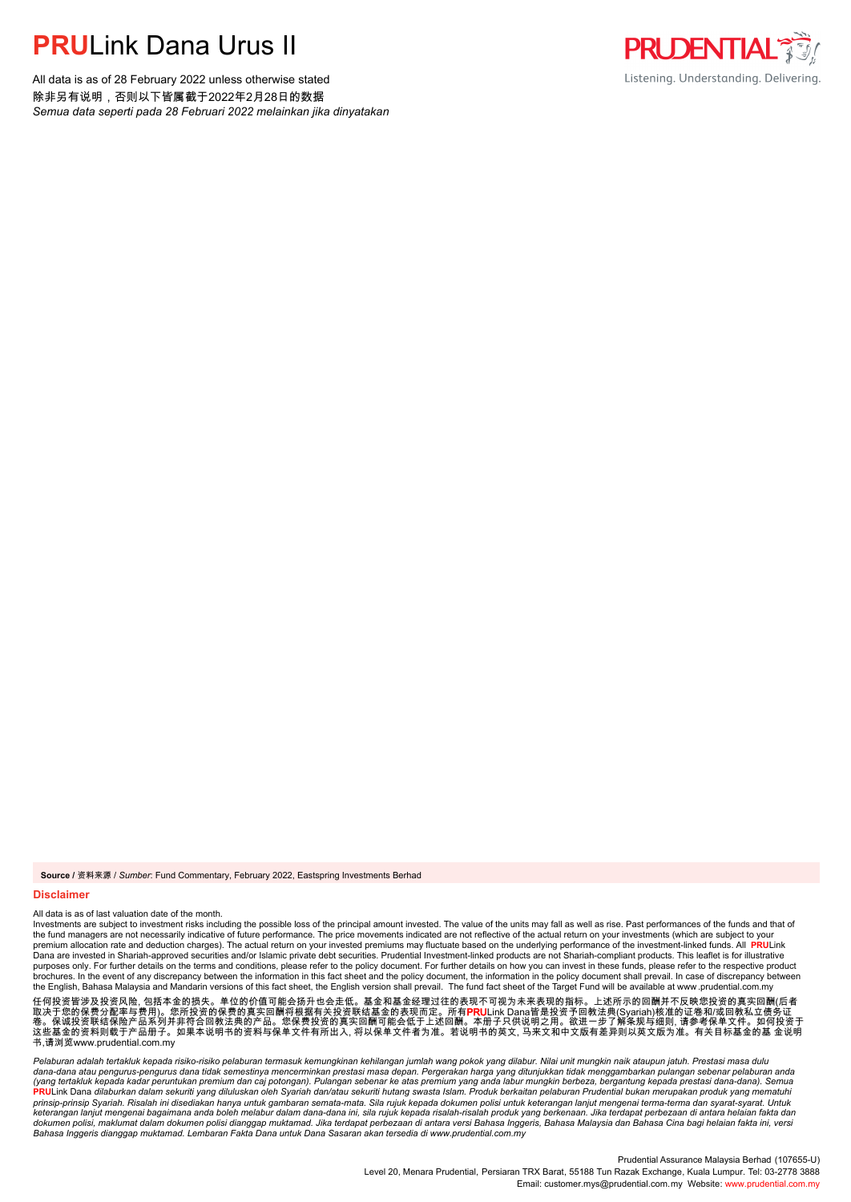# PRULink Dana Urus II

All data is as of 28 February 2022 unless otherwise stated
除非另有说明，否则以下皆属截于2022年2月28日的数据
*Semua data seperti pada 28 Februari 2022 melainkan jika dinyatakan*

PRUDENTIAL
Listening. Understanding. Delivering.

**Source** / 资料来源 / *Sumber*: Fund Commentary, February 2022, Eastspring Investments Berhad

## Disclaimer

All data is as of last valuation date of the month.
Investments are subject to investment risks including the possible loss of the principal amount invested. The value of the units may fall as well as rise. Past performances of the funds and that of the fund managers are not necessarily indicative of future performance. The price movements indicated are not reflective of the actual return on your investments (which are subject to your premium allocation rate and deduction charges). The actual return on your invested premiums may fluctuate based on the underlying performance of the investment-linked funds. All **PRU**Link Dana are invested in Shariah-approved securities and/or Islamic private debt securities. Prudential Investment-linked products are not Shariah-compliant products. This leaflet is for illustrative purposes only. For further details on the terms and conditions, please refer to the policy document. For further details on how you can invest in these funds, please refer to the respective product brochures. In the event of any discrepancy between the information in this fact sheet and the policy document, the information in the policy document shall prevail. In case of discrepancy between the English, Bahasa Malaysia and Mandarin versions of this fact sheet, the English version shall prevail. The fund fact sheet of the Target Fund will be available at www .prudential.com.my

任何投资皆涉及投资风险, 包括本金的损失。单位的价值可能会扬升也会走低。基金和基金经理过往的表现不可视为未来表现的指标。上述所示的回酬并不反映您投资的真实回酬(后者取决于您的保费分配率与费用)。您所投资的保费的真实回酬将根据有关投资联结基金的表现而定。所有**PRU**Link Dana皆是投资予回教法典(Syariah)核准的证卷和/或回教私立债务证卷。保诚投资联结保险产品系列并非符合回教法典的产品。您保费投资的真实回酬可能会低于上述回酬。本册子只供说明之用。欲进一步了解条规与细则, 请参考保单文件。如何投资于这些基金的资料则载于产品册子。如果本说明书的资料与保单文件有所出入, 将以保单文件者为准。若说明书的英文, 马来文和中文版有差异则以英文版为准。有关目标基金的基 金说明书,请浏览www.prudential.com.my

*Pelaburan adalah tertakluk kepada risiko-risiko pelaburan termasuk kemungkinan kehilangan jumlah wang pokok yang dilabur. Nilai unit mungkin naik ataupun jatuh. Prestasi masa dulu dana-dana atau pengurus-pengurus dana tidak semestinya mencerminkan prestasi masa depan. Pergerakan harga yang ditunjukkan tidak menggambarkan pulangan sebenar pelaburan anda (yang tertakluk kepada kadar peruntukan premium dan caj potongan). Pulangan sebenar ke atas premium yang anda labur mungkin berbeza, bergantung kepada prestasi dana-dana). Semua* ***PRU****Link Dana dilaburkan dalam sekuriti yang diluluskan oleh Syariah dan/atau sekuriti hutang swasta Islam. Produk berkaitan pelaburan Prudential bukan merupakan produk yang mematuhi prinsip-prinsip Syariah. Risalah ini disediakan hanya untuk gambaran semata-mata. Sila rujuk kepada dokumen polisi untuk keterangan lanjut mengenai terma-terma dan syarat-syarat. Untuk keterangan lanjut mengenai bagaimana anda boleh melabur dalam dana-dana ini, sila rujuk kepada risalah-risalah produk yang berkenaan. Jika terdapat perbezaan di antara helaian fakta dan dokumen polisi, maklumat dalam dokumen polisi dianggap muktamad. Jika terdapat perbezaan di antara versi Bahasa Inggeris, Bahasa Malaysia dan Bahasa Cina bagi helaian fakta ini, versi Bahasa Inggeris dianggap muktamad. Lembaran Fakta Dana untuk Dana Sasaran akan tersedia di www.prudential.com.my*

Prudential Assurance Malaysia Berhad (107655-U)
Level 20, Menara Prudential, Persiaran TRX Barat, 55188 Tun Razak Exchange, Kuala Lumpur. Tel: 03-2778 3888
Email: customer.mys@prudential.com.my Website: www.prudential.com.my